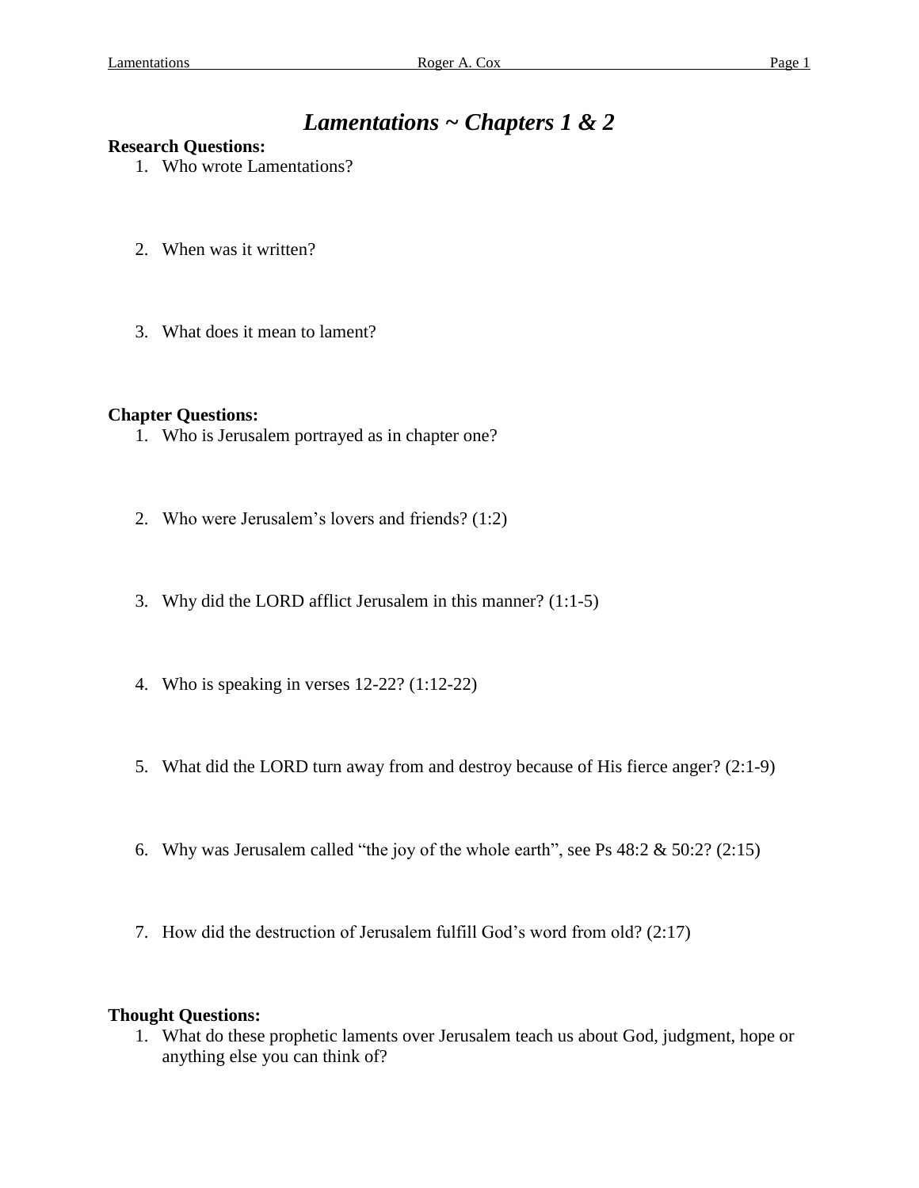# *Lamentations ~ Chapters 1 & 2*

**Research Questions:**

1. Who wrote Lamentations?
2. When was it written?
3. What does it mean to lament?

**Chapter Questions:**

1. Who is Jerusalem portrayed as in chapter one?
2. Who were Jerusalem's lovers and friends? (1:2)
3. Why did the LORD afflict Jerusalem in this manner? (1:1-5)
4. Who is speaking in verses 12-22? (1:12-22)
5. What did the LORD turn away from and destroy because of His fierce anger? (2:1-9)
6. Why was Jerusalem called "the joy of the whole earth", see Ps 48:2 & 50:2? (2:15)
7. How did the destruction of Jerusalem fulfill God's word from old? (2:17)

**Thought Questions:**

1. What do these prophetic laments over Jerusalem teach us about God, judgment, hope or anything else you can think of?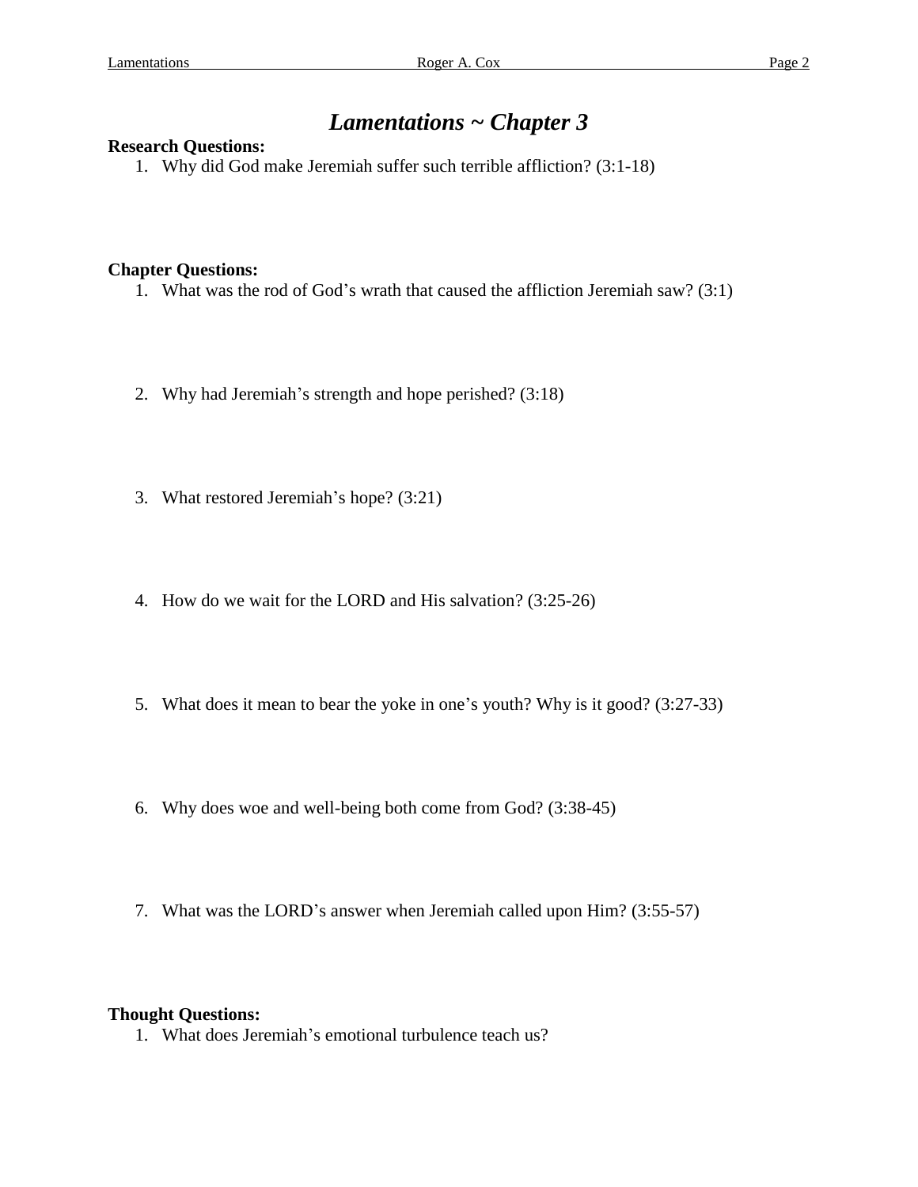# *Lamentations ~ Chapter 3*

**Research Questions:**

1. Why did God make Jeremiah suffer such terrible affliction? (3:1-18)

**Chapter Questions:**

1. What was the rod of God's wrath that caused the affliction Jeremiah saw? (3:1)

2. Why had Jeremiah's strength and hope perished? (3:18)

3. What restored Jeremiah's hope? (3:21)

4. How do we wait for the LORD and His salvation? (3:25-26)

5. What does it mean to bear the yoke in one's youth? Why is it good? (3:27-33)

6. Why does woe and well-being both come from God? (3:38-45)

7. What was the LORD's answer when Jeremiah called upon Him? (3:55-57)

**Thought Questions:**

1. What does Jeremiah's emotional turbulence teach us?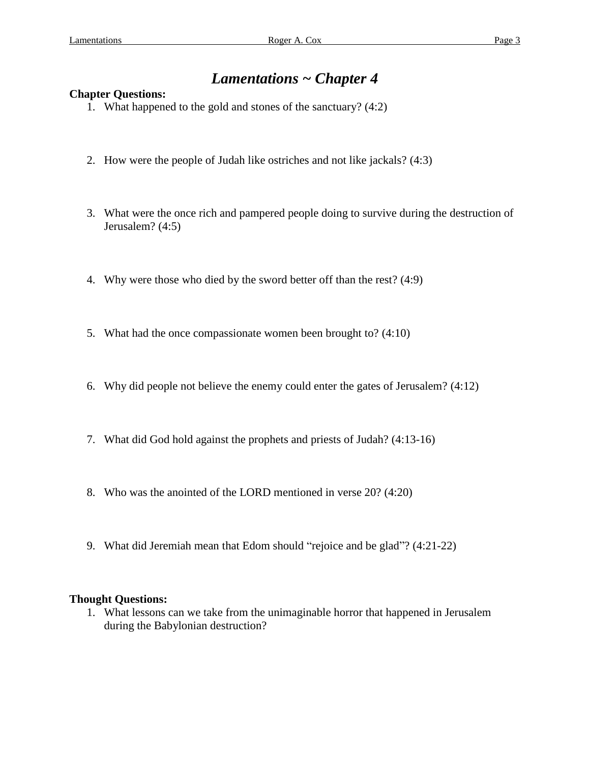# *Lamentations ~ Chapter 4*

**Chapter Questions:**

1. What happened to the gold and stones of the sanctuary? (4:2)
2. How were the people of Judah like ostriches and not like jackals? (4:3)
3. What were the once rich and pampered people doing to survive during the destruction of Jerusalem? (4:5)
4. Why were those who died by the sword better off than the rest? (4:9)
5. What had the once compassionate women been brought to? (4:10)
6. Why did people not believe the enemy could enter the gates of Jerusalem? (4:12)
7. What did God hold against the prophets and priests of Judah? (4:13-16)
8. Who was the anointed of the LORD mentioned in verse 20? (4:20)
9. What did Jeremiah mean that Edom should "rejoice and be glad"? (4:21-22)

**Thought Questions:**

1. What lessons can we take from the unimaginable horror that happened in Jerusalem during the Babylonian destruction?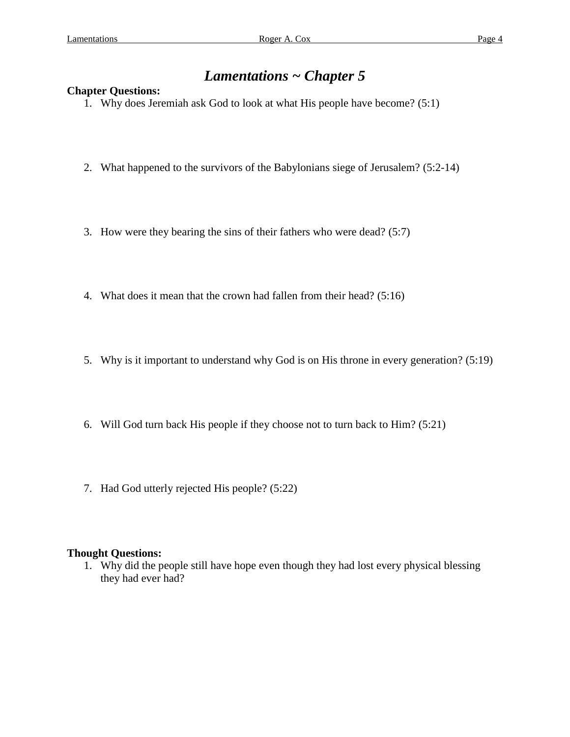# *Lamentations ~ Chapter 5*

**Chapter Questions:**

1. Why does Jeremiah ask God to look at what His people have become? (5:1)
2. What happened to the survivors of the Babylonians siege of Jerusalem? (5:2-14)
3. How were they bearing the sins of their fathers who were dead? (5:7)
4. What does it mean that the crown had fallen from their head? (5:16)
5. Why is it important to understand why God is on His throne in every generation? (5:19)
6. Will God turn back His people if they choose not to turn back to Him? (5:21)
7. Had God utterly rejected His people? (5:22)

**Thought Questions:**

1. Why did the people still have hope even though they had lost every physical blessing they had ever had?